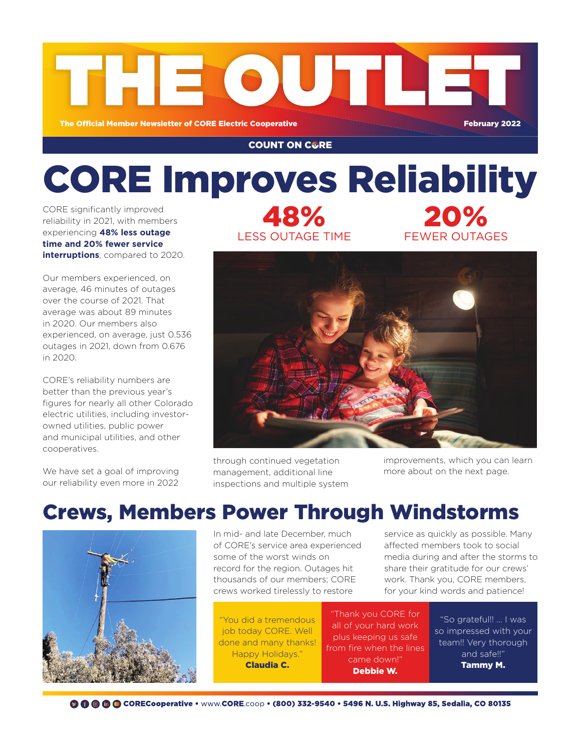# THE OUTLET

**The Official Member Newsletter of CORE Electric Cooperative** — **February 2022**

**COUNT ON CORE**

# CORE Improves Reliability

**48%** LESS OUTAGE TIME

**20%** FEWER OUTAGES

CORE significantly improved reliability in 2021, with members experiencing **48% less outage time and 20% fewer service interruptions**, compared to 2020.

Our members experienced, on average, 46 minutes of outages over the course of 2021. That average was about 89 minutes in 2020. Our members also experienced, on average, just 0.536 outages in 2021, down from 0.676 in 2020.

CORE's reliability numbers are better than the previous year's figures for nearly all other Colorado electric utilities, including investor-owned utilities, public power and municipal utilities, and other cooperatives.

We have set a goal of improving our reliability even more in 2022 through continued vegetation management, additional line inspections and multiple system improvements, which you can learn more about on the next page.

## Crews, Members Power Through Windstorms

In mid- and late December, much of CORE's service area experienced some of the worst winds on record for the region. Outages hit thousands of our members; CORE crews worked tirelessly to restore service as quickly as possible. Many affected members took to social media during and after the storms to share their gratitude for our crews' work. Thank you, CORE members, for your kind words and patience!

"You did a tremendous job today CORE. Well done and many thanks! Happy Holidays."
**Claudia C.**

"Thank you CORE for all of your hard work plus keeping us safe from fire when the lines came down!"
**Debbie W.**

"So gratefull!! … I was so impressed with your team!! Very thorough and safe!!"
**Tammy M.**

**CORECooperative** • www.**CORE**.coop • **(800) 332-9540 • 5496 N. U.S. Highway 85, Sedalia, CO 80135**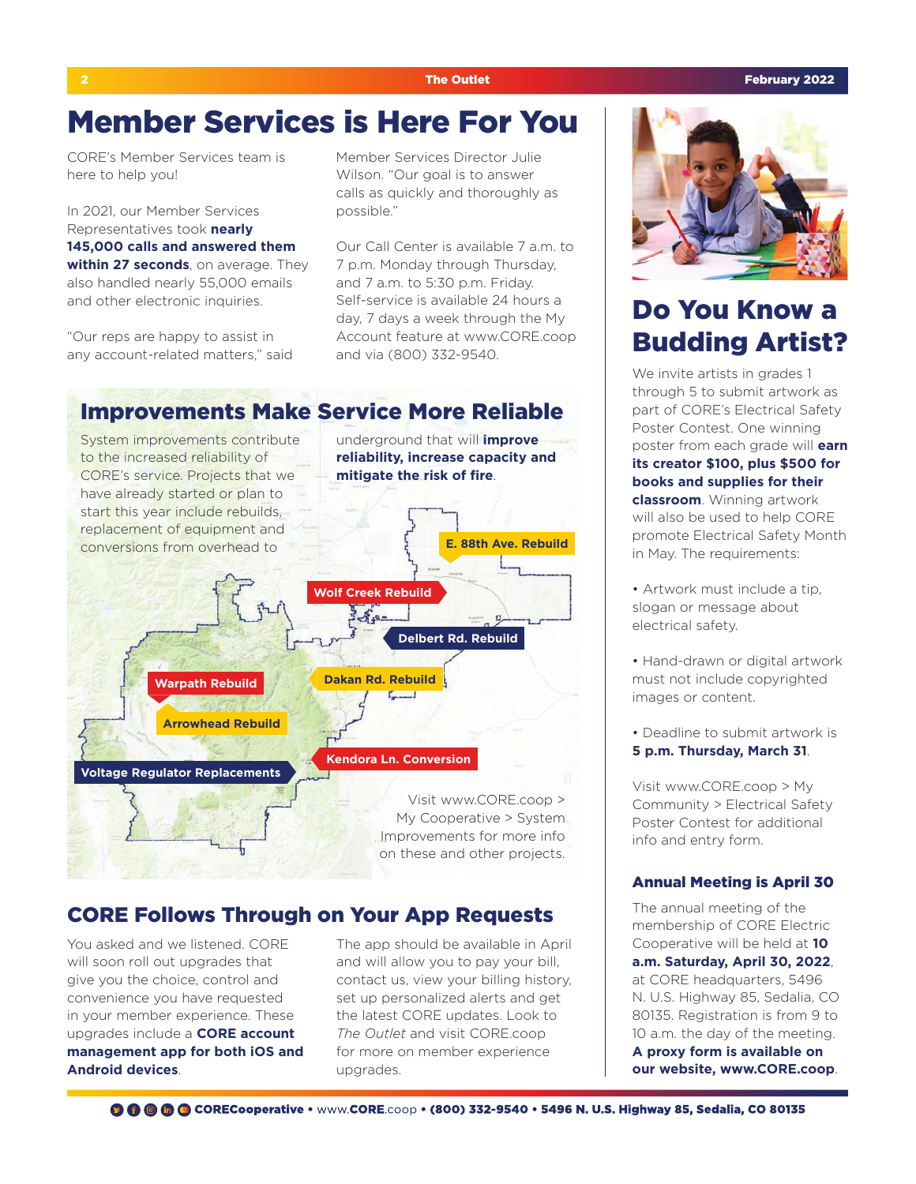# Member Services is Here For You

CORE's Member Services team is here to help you!

In 2021, our Member Services Representatives took **nearly 145,000 calls and answered them within 27 seconds**, on average. They also handled nearly 55,000 emails and other electronic inquiries.

"Our reps are happy to assist in any account-related matters," said Member Services Director Julie Wilson. "Our goal is to answer calls as quickly and thoroughly as possible."

Our Call Center is available 7 a.m. to 7 p.m. Monday through Thursday, and 7 a.m. to 5:30 p.m. Friday. Self-service is available 24 hours a day, 7 days a week through the My Account feature at www.CORE.coop and via (800) 332-9540.

## Improvements Make Service More Reliable

System improvements contribute to the increased reliability of CORE's service. Projects that we have already started or plan to start this year include rebuilds, replacement of equipment and conversions from overhead to underground that will **improve reliability, increase capacity and mitigate the risk of fire**.

E. 88th Ave. Rebuild
Wolf Creek Rebuild
Delbert Rd. Rebuild
Warpath Rebuild
Dakan Rd. Rebuild
Arrowhead Rebuild
Kendora Ln. Conversion
Voltage Regulator Replacements

Visit www.CORE.coop > My Cooperative > System Improvements for more info on these and other projects.

## CORE Follows Through on Your App Requests

You asked and we listened. CORE will soon roll out upgrades that give you the choice, control and convenience you have requested in your member experience. These upgrades include a **CORE account management app for both iOS and Android devices**.

The app should be available in April and will allow you to pay your bill, contact us, view your billing history, set up personalized alerts and get the latest CORE updates. Look to *The Outlet* and visit CORE.coop for more on member experience upgrades.

## Do You Know a Budding Artist?

We invite artists in grades 1 through 5 to submit artwork as part of CORE's Electrical Safety Poster Contest. One winning poster from each grade will **earn its creator $100, plus $500 for books and supplies for their classroom**. Winning artwork will also be used to help CORE promote Electrical Safety Month in May. The requirements:

- Artwork must include a tip, slogan or message about electrical safety.
- Hand-drawn or digital artwork must not include copyrighted images or content.
- Deadline to submit artwork is **5 p.m. Thursday, March 31**.

Visit www.CORE.coop > My Community > Electrical Safety Poster Contest for additional info and entry form.

### Annual Meeting is April 30

The annual meeting of the membership of CORE Electric Cooperative will be held at **10 a.m. Saturday, April 30, 2022**, at CORE headquarters, 5496 N. U.S. Highway 85, Sedalia, CO 80135. Registration is from 9 to 10 a.m. the day of the meeting. **A proxy form is available on our website, www.CORE.coop**.

**COREcooperative** • www.**CORE**.coop • **(800) 332-9540 • 5496 N. U.S. Highway 85, Sedalia, CO 80135**